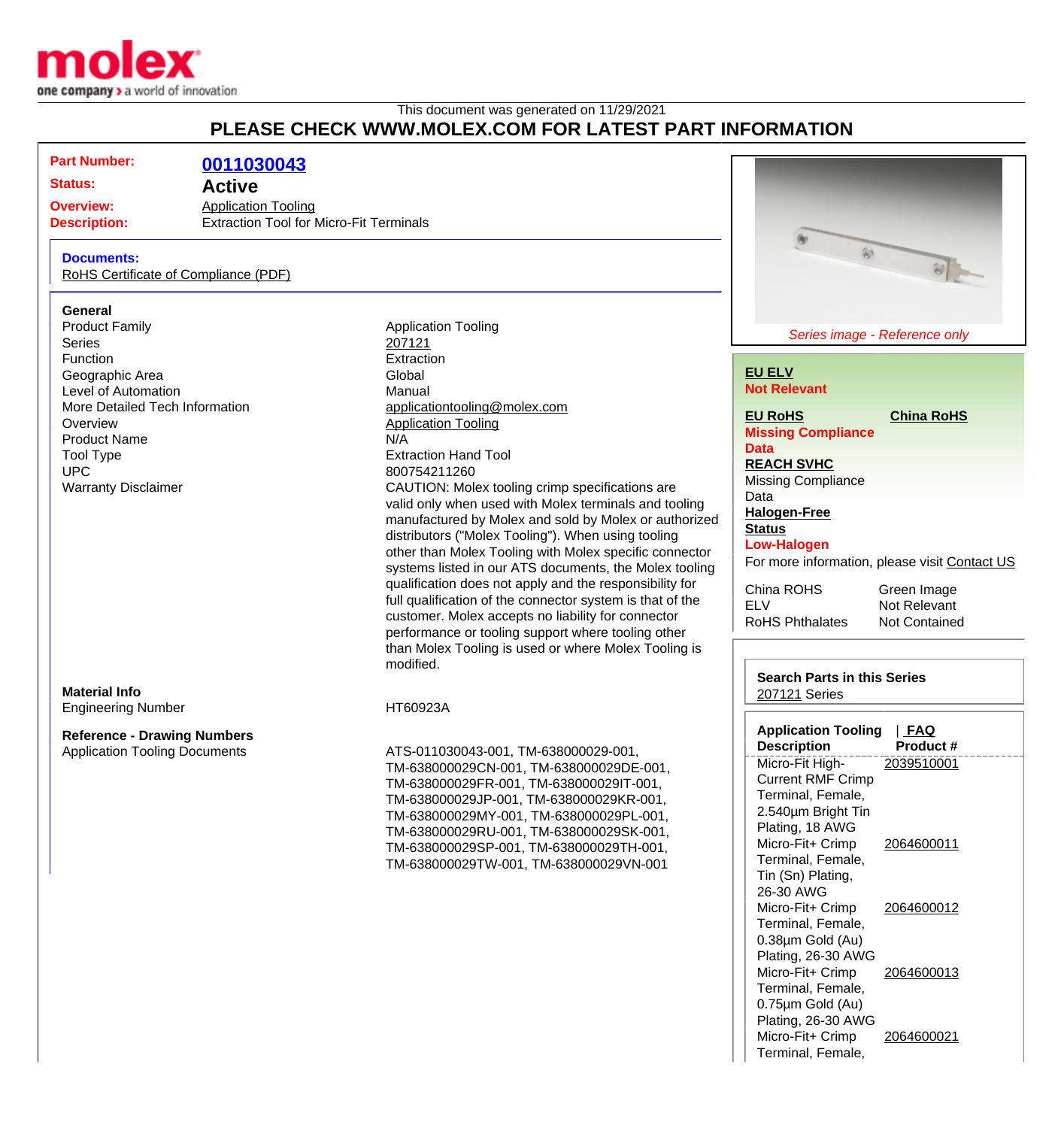This document was generated on 11/29/2021

# PLEASE CHECK WWW.MOLEX.COM FOR LATEST PART INFORMATION

**Part Number:** 0011030043
**Status:** Active
**Overview:** Application Tooling
**Description:** Extraction Tool for Micro-Fit Terminals

**Documents:**
RoHS Certificate of Compliance (PDF)

### General

| | |
|---|---|
| Product Family | Application Tooling |
| Series | 207121 |
| Function | Extraction |
| Geographic Area | Global |
| Level of Automation | Manual |
| More Detailed Tech Information | applicationtooling@molex.com |
| Overview | Application Tooling |
| Product Name | N/A |
| Tool Type | Extraction Hand Tool |
| UPC | 800754211260 |
| Warranty Disclaimer | CAUTION: Molex tooling crimp specifications are valid only when used with Molex terminals and tooling manufactured by Molex and sold by Molex or authorized distributors ("Molex Tooling"). When using tooling other than Molex Tooling with Molex specific connector systems listed in our ATS documents, the Molex tooling qualification does not apply and the responsibility for full qualification of the connector system is that of the customer. Molex accepts no liability for connector performance or tooling support where tooling other than Molex Tooling is used or where Molex Tooling is modified. |

### Material Info

| | |
|---|---|
| Engineering Number | HT60923A |

### Reference - Drawing Numbers

| | |
|---|---|
| Application Tooling Documents | ATS-011030043-001, TM-638000029-001, TM-638000029CN-001, TM-638000029DE-001, TM-638000029FR-001, TM-638000029IT-001, TM-638000029JP-001, TM-638000029KR-001, TM-638000029MY-001, TM-638000029PL-001, TM-638000029RU-001, TM-638000029SK-001, TM-638000029SP-001, TM-638000029TH-001, TM-638000029TW-001, TM-638000029VN-001 |

*Series image - Reference only*

**EU ELV**
Not Relevant

**EU RoHS**
Missing Compliance Data

**China RoHS**

**REACH SVHC**
Missing Compliance Data

**Halogen-Free Status**
Low-Halogen

For more information, please visit Contact US

| | |
|---|---|
| China ROHS | Green Image |
| ELV | Not Relevant |
| RoHS Phthalates | Not Contained |

**Search Parts in this Series**
207121 Series

| Application Tooling Description | FAQ Product # |
|---|---|
| Micro-Fit High-Current RMF Crimp Terminal, Female, 2.540µm Bright Tin Plating, 18 AWG | 2039510001 |
| Micro-Fit+ Crimp Terminal, Female, Tin (Sn) Plating, 26-30 AWG | 2064600011 |
| Micro-Fit+ Crimp Terminal, Female, 0.38µm Gold (Au) Plating, 26-30 AWG | 2064600012 |
| Micro-Fit+ Crimp Terminal, Female, 0.75µm Gold (Au) Plating, 26-30 AWG | 2064600013 |
| Micro-Fit+ Crimp Terminal, Female, | 2064600021 |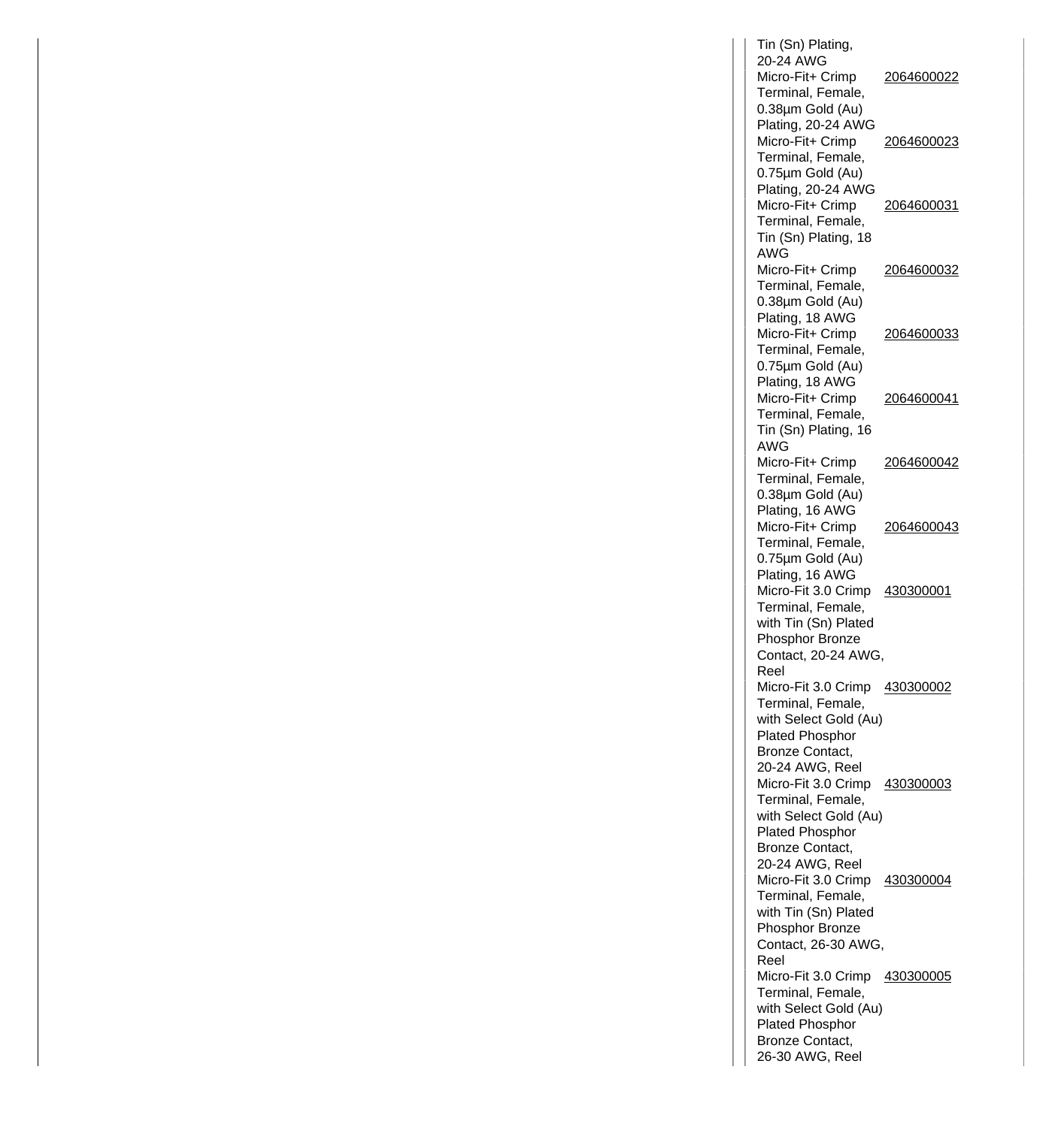| | |
|---|---|
| Tin (Sn) Plating, 20-24 AWG | |
| Micro-Fit+ Crimp Terminal, Female, 0.38µm Gold (Au) Plating, 20-24 AWG | 2064600022 |
| Micro-Fit+ Crimp Terminal, Female, 0.75µm Gold (Au) Plating, 20-24 AWG | 2064600023 |
| Micro-Fit+ Crimp Terminal, Female, Tin (Sn) Plating, 18 AWG | 2064600031 |
| Micro-Fit+ Crimp Terminal, Female, 0.38µm Gold (Au) Plating, 18 AWG | 2064600032 |
| Micro-Fit+ Crimp Terminal, Female, 0.75µm Gold (Au) Plating, 18 AWG | 2064600033 |
| Micro-Fit+ Crimp Terminal, Female, Tin (Sn) Plating, 16 AWG | 2064600041 |
| Micro-Fit+ Crimp Terminal, Female, 0.38µm Gold (Au) Plating, 16 AWG | 2064600042 |
| Micro-Fit+ Crimp Terminal, Female, 0.75µm Gold (Au) Plating, 16 AWG | 2064600043 |
| Micro-Fit 3.0 Crimp Terminal, Female, with Tin (Sn) Plated Phosphor Bronze Contact, 20-24 AWG, Reel | 430300001 |
| Micro-Fit 3.0 Crimp Terminal, Female, with Select Gold (Au) Plated Phosphor Bronze Contact, 20-24 AWG, Reel | 430300002 |
| Micro-Fit 3.0 Crimp Terminal, Female, with Select Gold (Au) Plated Phosphor Bronze Contact, 20-24 AWG, Reel | 430300003 |
| Micro-Fit 3.0 Crimp Terminal, Female, with Tin (Sn) Plated Phosphor Bronze Contact, 26-30 AWG, Reel | 430300004 |
| Micro-Fit 3.0 Crimp Terminal, Female, with Select Gold (Au) Plated Phosphor Bronze Contact, 26-30 AWG, Reel | 430300005 |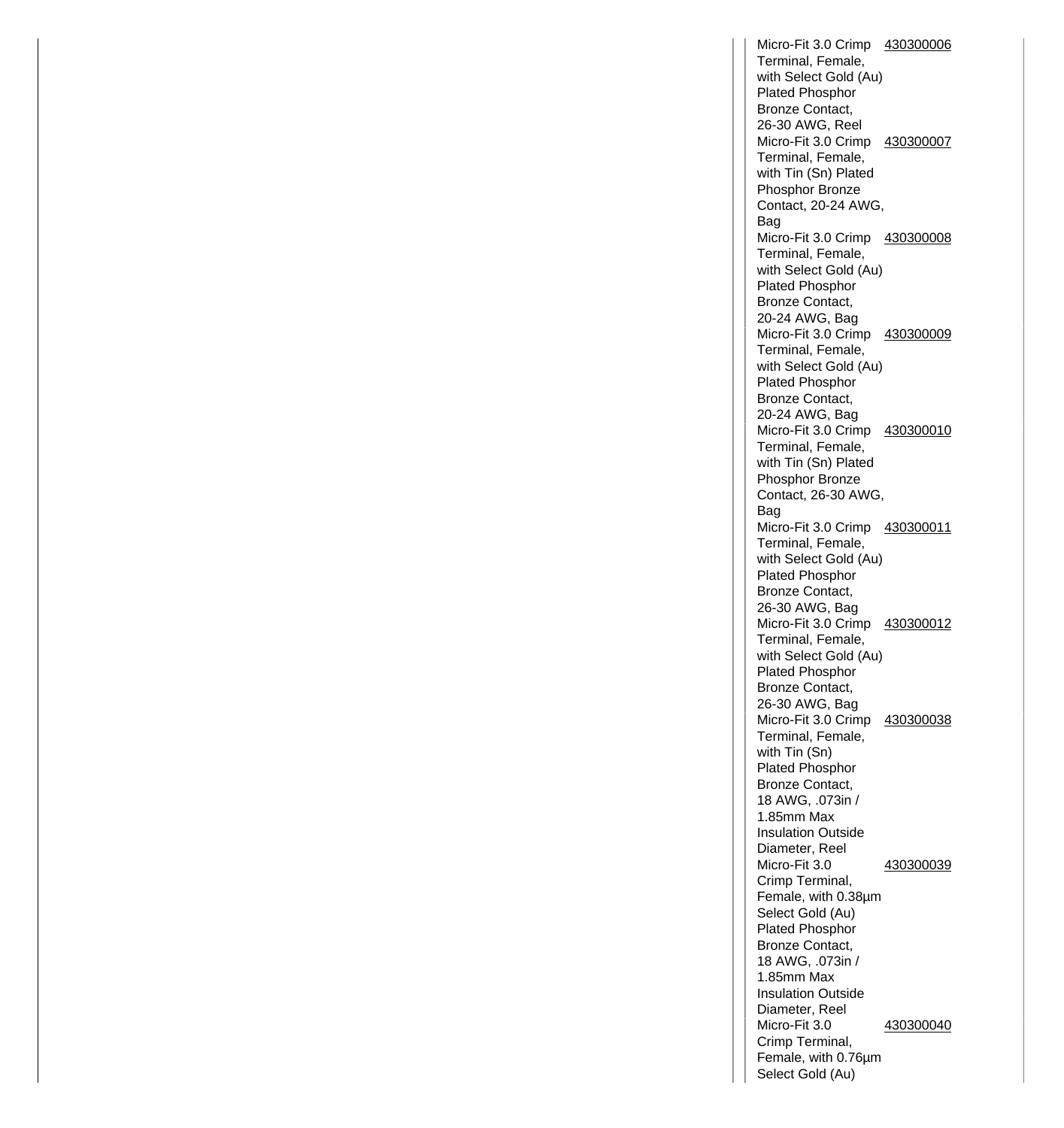| | |
|---|---|
| Micro-Fit 3.0 Crimp Terminal, Female, with Select Gold (Au) Plated Phosphor Bronze Contact, 26-30 AWG, Reel | 430300006 |
| Micro-Fit 3.0 Crimp Terminal, Female, with Tin (Sn) Plated Phosphor Bronze Contact, 20-24 AWG, Bag | 430300007 |
| Micro-Fit 3.0 Crimp Terminal, Female, with Select Gold (Au) Plated Phosphor Bronze Contact, 20-24 AWG, Bag | 430300008 |
| Micro-Fit 3.0 Crimp Terminal, Female, with Select Gold (Au) Plated Phosphor Bronze Contact, 20-24 AWG, Bag | 430300009 |
| Micro-Fit 3.0 Crimp Terminal, Female, with Tin (Sn) Plated Phosphor Bronze Contact, 26-30 AWG, Bag | 430300010 |
| Micro-Fit 3.0 Crimp Terminal, Female, with Select Gold (Au) Plated Phosphor Bronze Contact, 26-30 AWG, Bag | 430300011 |
| Micro-Fit 3.0 Crimp Terminal, Female, with Select Gold (Au) Plated Phosphor Bronze Contact, 26-30 AWG, Bag | 430300012 |
| Micro-Fit 3.0 Crimp Terminal, Female, with Tin (Sn) Plated Phosphor Bronze Contact, 18 AWG, .073in / 1.85mm Max Insulation Outside Diameter, Reel | 430300038 |
| Micro-Fit 3.0 Crimp Terminal, Female, with 0.38µm Select Gold (Au) Plated Phosphor Bronze Contact, 18 AWG, .073in / 1.85mm Max Insulation Outside Diameter, Reel | 430300039 |
| Micro-Fit 3.0 Crimp Terminal, Female, with 0.76µm Select Gold (Au) | 430300040 |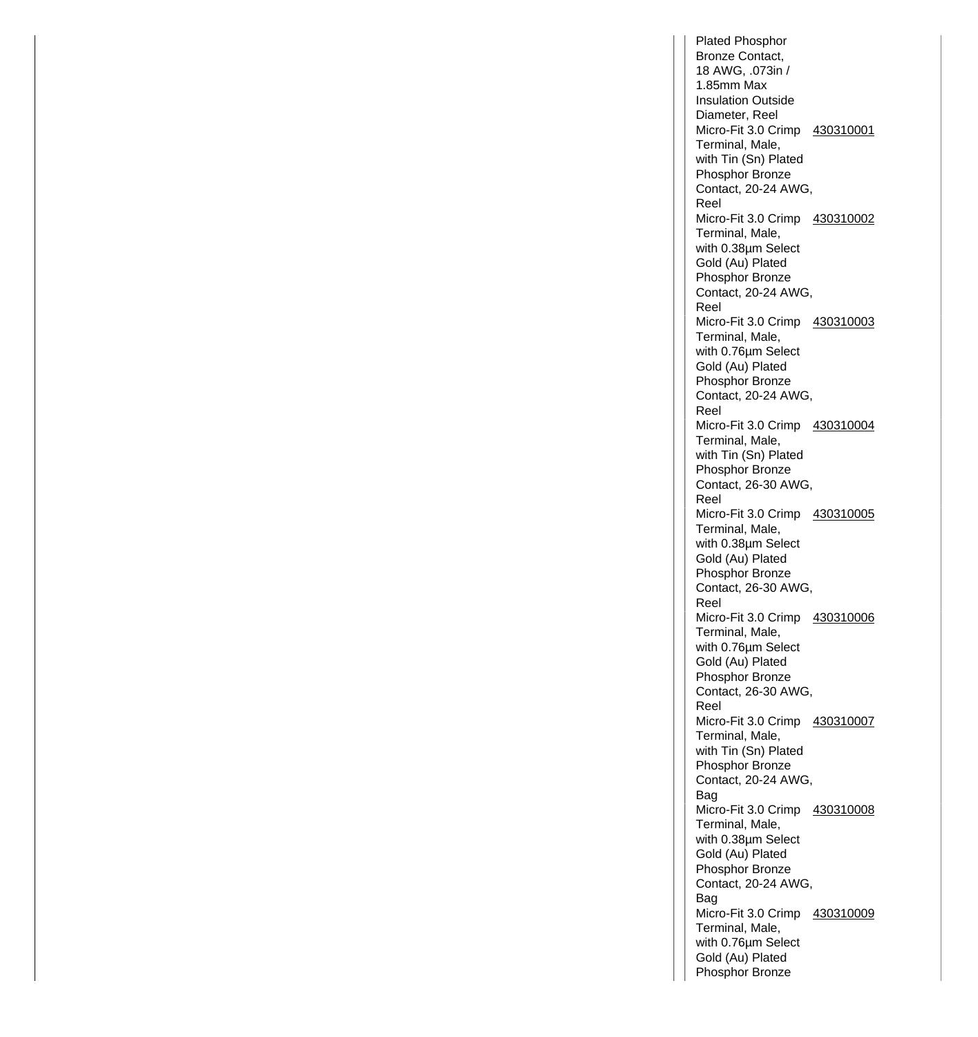| | |
|---|---|
| Plated Phosphor Bronze Contact, 18 AWG, .073in / 1.85mm Max Insulation Outside Diameter, Reel | |
| Micro-Fit 3.0 Crimp Terminal, Male, with Tin (Sn) Plated Phosphor Bronze Contact, 20-24 AWG, Reel | 430310001 |
| Micro-Fit 3.0 Crimp Terminal, Male, with 0.38µm Select Gold (Au) Plated Phosphor Bronze Contact, 20-24 AWG, Reel | 430310002 |
| Micro-Fit 3.0 Crimp Terminal, Male, with 0.76µm Select Gold (Au) Plated Phosphor Bronze Contact, 20-24 AWG, Reel | 430310003 |
| Micro-Fit 3.0 Crimp Terminal, Male, with Tin (Sn) Plated Phosphor Bronze Contact, 26-30 AWG, Reel | 430310004 |
| Micro-Fit 3.0 Crimp Terminal, Male, with 0.38µm Select Gold (Au) Plated Phosphor Bronze Contact, 26-30 AWG, Reel | 430310005 |
| Micro-Fit 3.0 Crimp Terminal, Male, with 0.76µm Select Gold (Au) Plated Phosphor Bronze Contact, 26-30 AWG, Reel | 430310006 |
| Micro-Fit 3.0 Crimp Terminal, Male, with Tin (Sn) Plated Phosphor Bronze Contact, 20-24 AWG, Bag | 430310007 |
| Micro-Fit 3.0 Crimp Terminal, Male, with 0.38µm Select Gold (Au) Plated Phosphor Bronze Contact, 20-24 AWG, Bag | 430310008 |
| Micro-Fit 3.0 Crimp Terminal, Male, with 0.76µm Select Gold (Au) Plated Phosphor Bronze | 430310009 |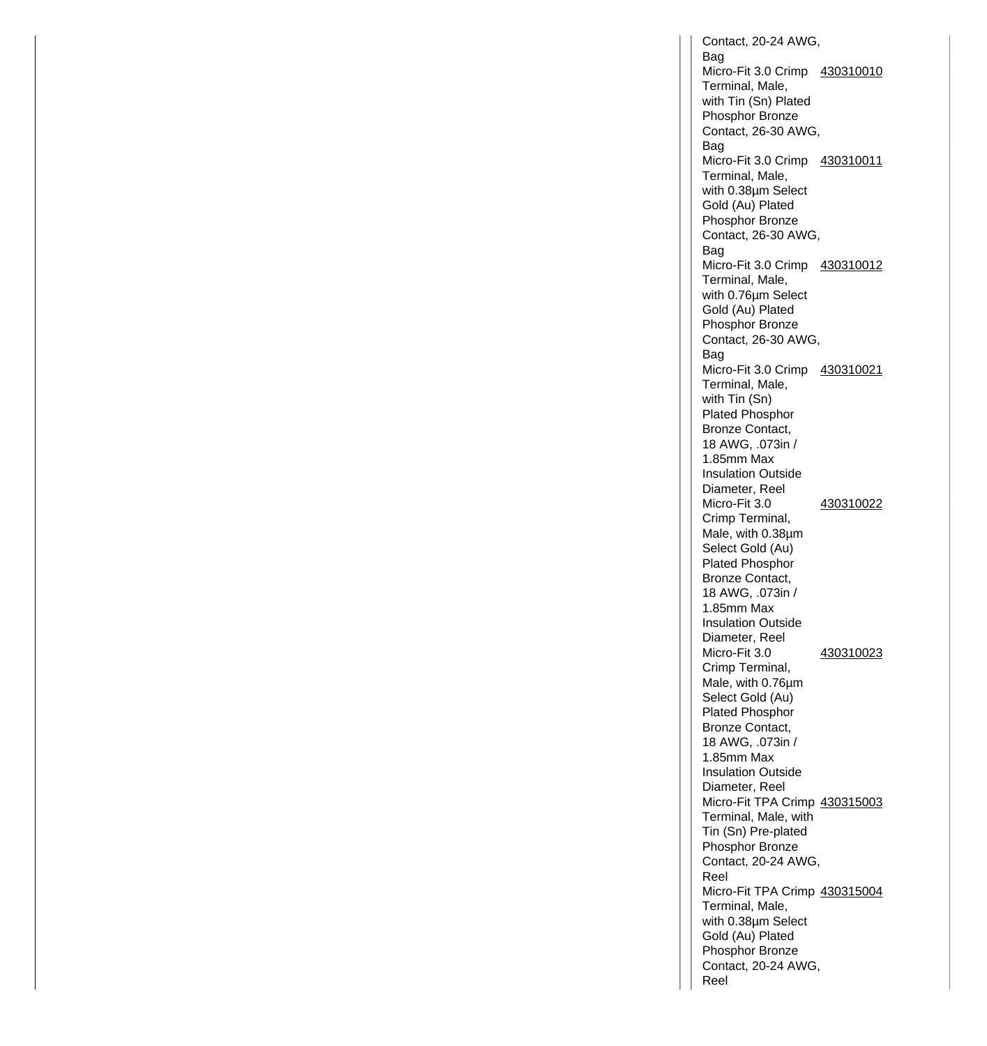| | |
|---|---|
| Contact, 20-24 AWG, Bag | |
| Micro-Fit 3.0 Crimp Terminal, Male, with Tin (Sn) Plated Phosphor Bronze Contact, 26-30 AWG, Bag | 430310010 |
| Micro-Fit 3.0 Crimp Terminal, Male, with 0.38µm Select Gold (Au) Plated Phosphor Bronze Contact, 26-30 AWG, Bag | 430310011 |
| Micro-Fit 3.0 Crimp Terminal, Male, with 0.76µm Select Gold (Au) Plated Phosphor Bronze Contact, 26-30 AWG, Bag | 430310012 |
| Micro-Fit 3.0 Crimp Terminal, Male, with Tin (Sn) Plated Phosphor Bronze Contact, 18 AWG, .073in / 1.85mm Max Insulation Outside Diameter, Reel | 430310021 |
| Micro-Fit 3.0 Crimp Terminal, Male, with 0.38µm Select Gold (Au) Plated Phosphor Bronze Contact, 18 AWG, .073in / 1.85mm Max Insulation Outside Diameter, Reel | 430310022 |
| Micro-Fit 3.0 Crimp Terminal, Male, with 0.76µm Select Gold (Au) Plated Phosphor Bronze Contact, 18 AWG, .073in / 1.85mm Max Insulation Outside Diameter, Reel | 430310023 |
| Micro-Fit TPA Crimp Terminal, Male, with Tin (Sn) Pre-plated Phosphor Bronze Contact, 20-24 AWG, Reel | 430315003 |
| Micro-Fit TPA Crimp Terminal, Male, with 0.38µm Select Gold (Au) Plated Phosphor Bronze Contact, 20-24 AWG, Reel | 430315004 |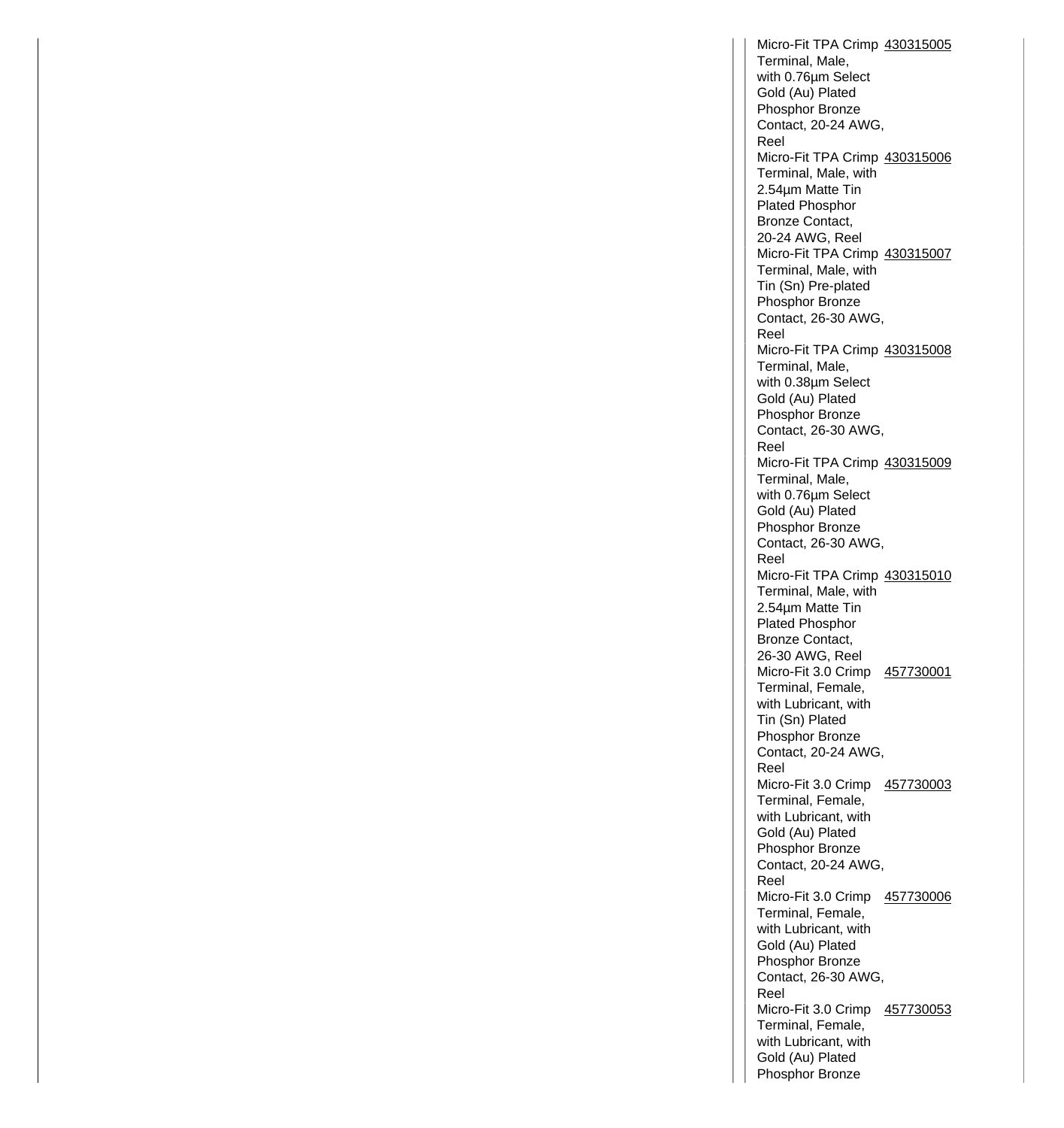| | |
|---|---|
| Micro-Fit TPA Crimp Terminal, Male, with 0.76µm Select Gold (Au) Plated Phosphor Bronze Contact, 20-24 AWG, Reel | 430315005 |
| Micro-Fit TPA Crimp Terminal, Male, with 2.54µm Matte Tin Plated Phosphor Bronze Contact, 20-24 AWG, Reel | 430315006 |
| Micro-Fit TPA Crimp Terminal, Male, with Tin (Sn) Pre-plated Phosphor Bronze Contact, 26-30 AWG, Reel | 430315007 |
| Micro-Fit TPA Crimp Terminal, Male, with 0.38µm Select Gold (Au) Plated Phosphor Bronze Contact, 26-30 AWG, Reel | 430315008 |
| Micro-Fit TPA Crimp Terminal, Male, with 0.76µm Select Gold (Au) Plated Phosphor Bronze Contact, 26-30 AWG, Reel | 430315009 |
| Micro-Fit TPA Crimp Terminal, Male, with 2.54µm Matte Tin Plated Phosphor Bronze Contact, 26-30 AWG, Reel | 430315010 |
| Micro-Fit 3.0 Crimp Terminal, Female, with Lubricant, with Tin (Sn) Plated Phosphor Bronze Contact, 20-24 AWG, Reel | 457730001 |
| Micro-Fit 3.0 Crimp Terminal, Female, with Lubricant, with Gold (Au) Plated Phosphor Bronze Contact, 20-24 AWG, Reel | 457730003 |
| Micro-Fit 3.0 Crimp Terminal, Female, with Lubricant, with Gold (Au) Plated Phosphor Bronze Contact, 26-30 AWG, Reel | 457730006 |
| Micro-Fit 3.0 Crimp Terminal, Female, with Lubricant, with Gold (Au) Plated Phosphor Bronze | 457730053 |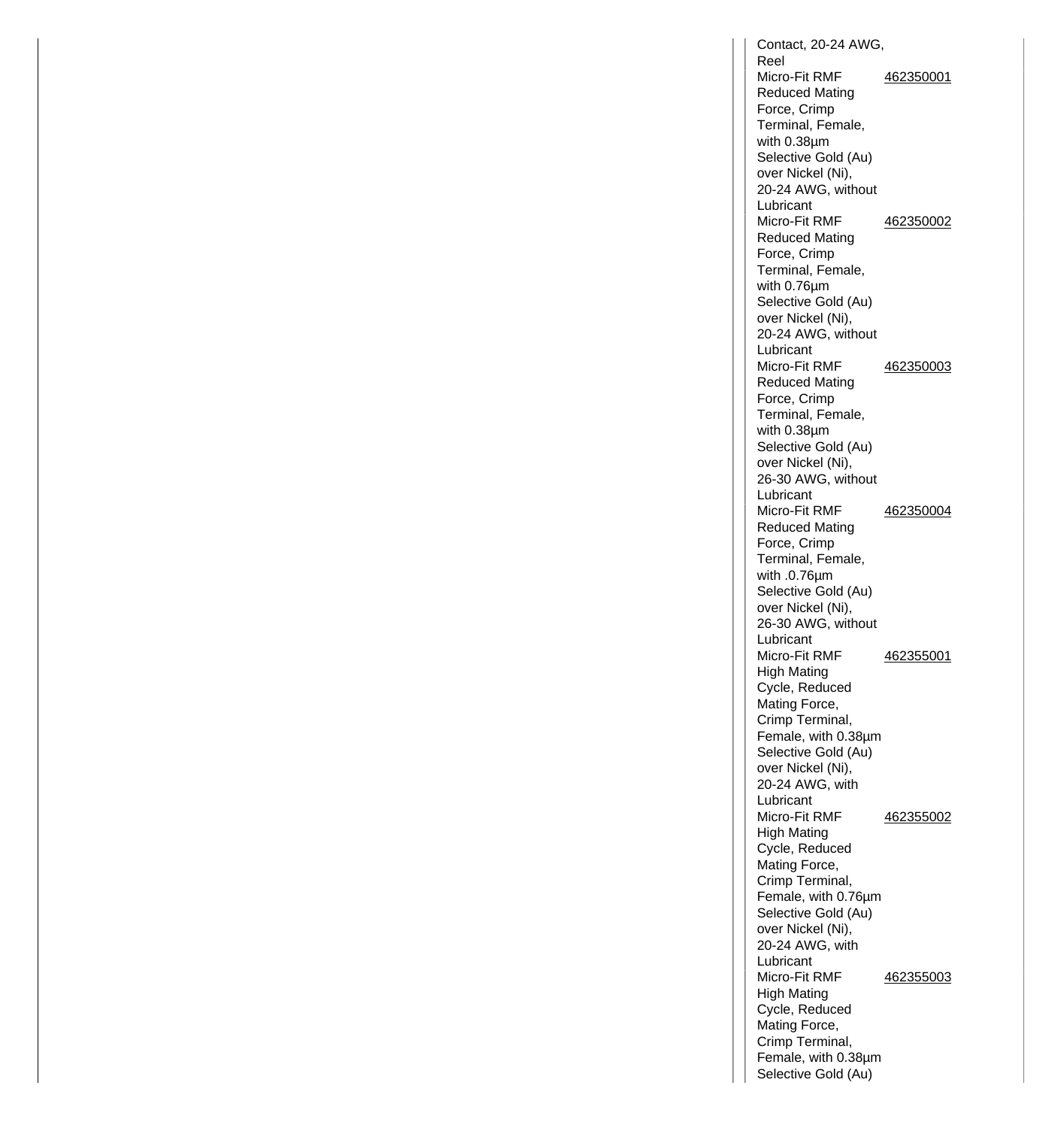| | |
|---|---|
| Contact, 20-24 AWG, Reel | |
| Micro-Fit RMF Reduced Mating Force, Crimp Terminal, Female, with 0.38µm Selective Gold (Au) over Nickel (Ni), 20-24 AWG, without Lubricant | 462350001 |
| Micro-Fit RMF Reduced Mating Force, Crimp Terminal, Female, with 0.76µm Selective Gold (Au) over Nickel (Ni), 20-24 AWG, without Lubricant | 462350002 |
| Micro-Fit RMF Reduced Mating Force, Crimp Terminal, Female, with 0.38µm Selective Gold (Au) over Nickel (Ni), 26-30 AWG, without Lubricant | 462350003 |
| Micro-Fit RMF Reduced Mating Force, Crimp Terminal, Female, with .0.76µm Selective Gold (Au) over Nickel (Ni), 26-30 AWG, without Lubricant | 462350004 |
| Micro-Fit RMF High Mating Cycle, Reduced Mating Force, Crimp Terminal, Female, with 0.38µm Selective Gold (Au) over Nickel (Ni), 20-24 AWG, with Lubricant | 462355001 |
| Micro-Fit RMF High Mating Cycle, Reduced Mating Force, Crimp Terminal, Female, with 0.76µm Selective Gold (Au) over Nickel (Ni), 20-24 AWG, with Lubricant | 462355002 |
| Micro-Fit RMF High Mating Cycle, Reduced Mating Force, Crimp Terminal, Female, with 0.38µm Selective Gold (Au) | 462355003 |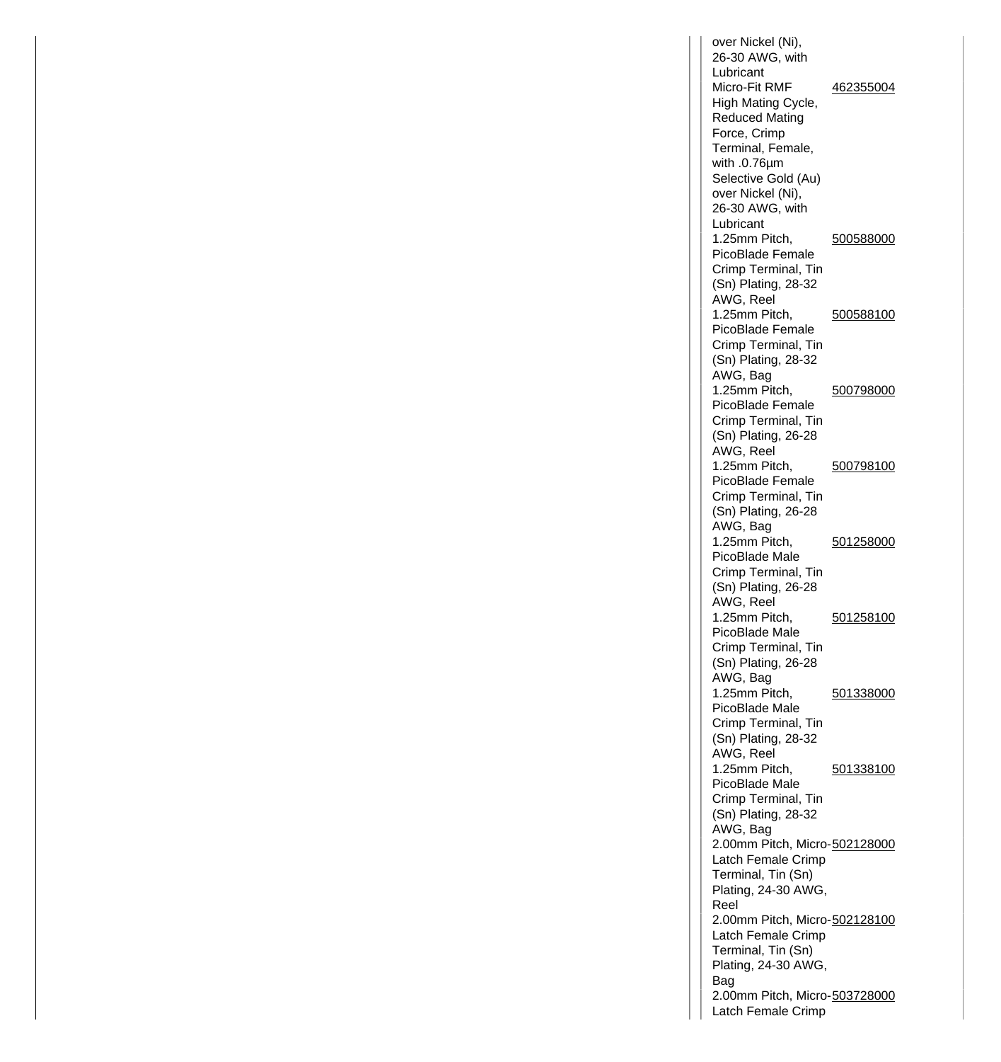| | |
|---|---|
| over Nickel (Ni), 26-30 AWG, with Lubricant | |
| Micro-Fit RMF High Mating Cycle, Reduced Mating Force, Crimp Terminal, Female, with .0.76µm Selective Gold (Au) over Nickel (Ni), 26-30 AWG, with Lubricant | 462355004 |
| 1.25mm Pitch, PicoBlade Female Crimp Terminal, Tin (Sn) Plating, 28-32 AWG, Reel | 500588000 |
| 1.25mm Pitch, PicoBlade Female Crimp Terminal, Tin (Sn) Plating, 28-32 AWG, Bag | 500588100 |
| 1.25mm Pitch, PicoBlade Female Crimp Terminal, Tin (Sn) Plating, 26-28 AWG, Reel | 500798000 |
| 1.25mm Pitch, PicoBlade Female Crimp Terminal, Tin (Sn) Plating, 26-28 AWG, Bag | 500798100 |
| 1.25mm Pitch, PicoBlade Male Crimp Terminal, Tin (Sn) Plating, 26-28 AWG, Reel | 501258000 |
| 1.25mm Pitch, PicoBlade Male Crimp Terminal, Tin (Sn) Plating, 26-28 AWG, Bag | 501258100 |
| 1.25mm Pitch, PicoBlade Male Crimp Terminal, Tin (Sn) Plating, 28-32 AWG, Reel | 501338000 |
| 1.25mm Pitch, PicoBlade Male Crimp Terminal, Tin (Sn) Plating, 28-32 AWG, Bag | 501338100 |
| 2.00mm Pitch, Micro-Latch Female Crimp Terminal, Tin (Sn) Plating, 24-30 AWG, Reel | 502128000 |
| 2.00mm Pitch, Micro-Latch Female Crimp Terminal, Tin (Sn) Plating, 24-30 AWG, Bag | 502128100 |
| 2.00mm Pitch, Micro-Latch Female Crimp | 503728000 |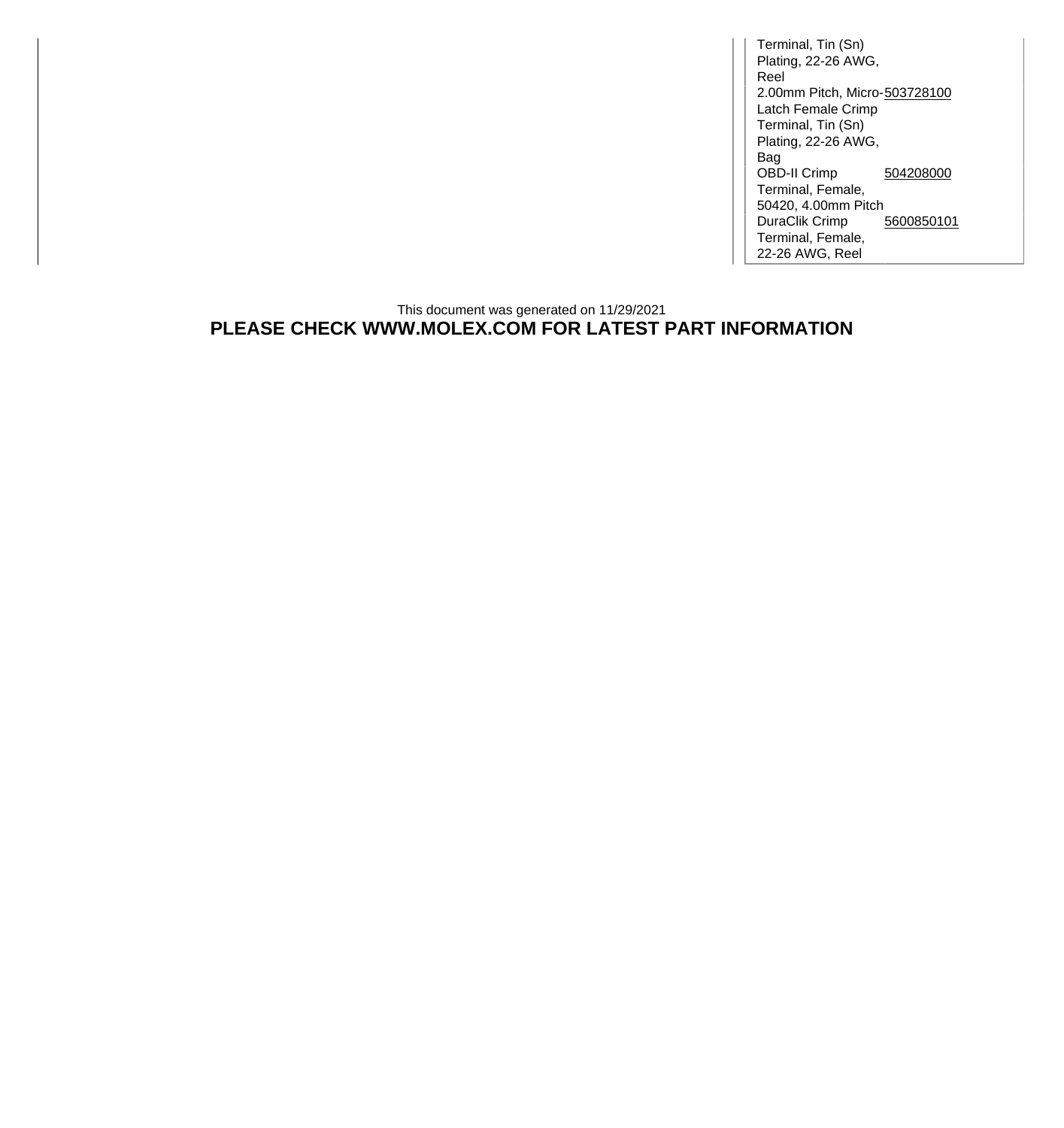| | |
|---|---|
| Terminal, Tin (Sn) Plating, 22-26 AWG, Reel | |
| 2.00mm Pitch, Micro-Latch Female Crimp Terminal, Tin (Sn) Plating, 22-26 AWG, Bag | 503728100 |
| OBD-II Crimp Terminal, Female, 50420, 4.00mm Pitch | 504208000 |
| DuraClik Crimp Terminal, Female, 22-26 AWG, Reel | 5600850101 |

This document was generated on 11/29/2021

**PLEASE CHECK WWW.MOLEX.COM FOR LATEST PART INFORMATION**